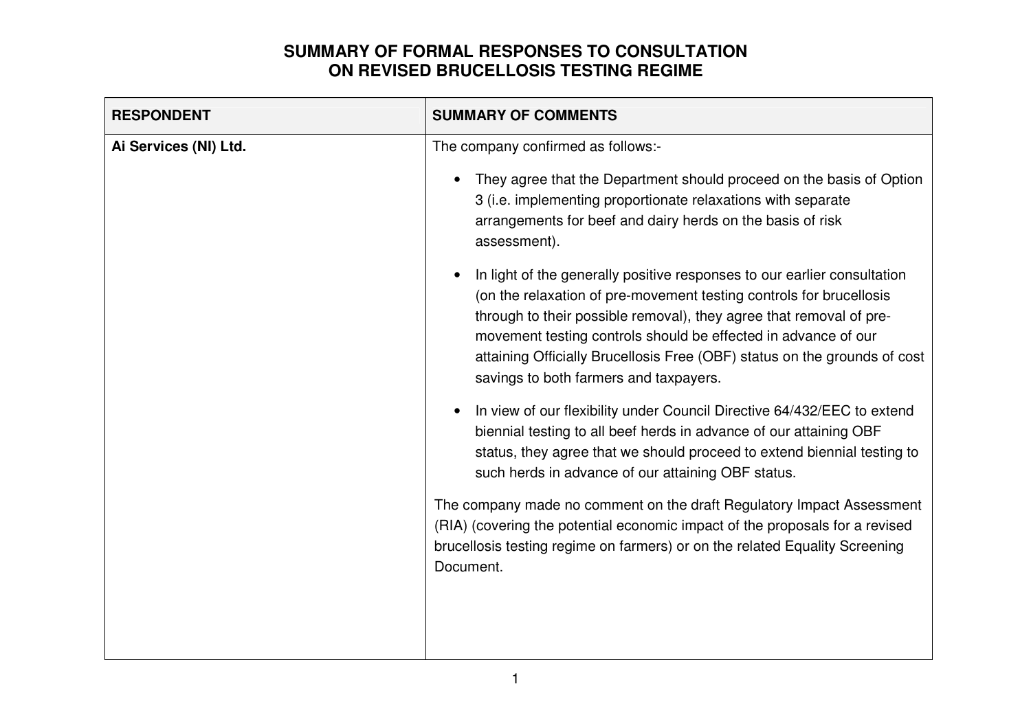# SUMMARY OF FORMAL RESPONSES TO CONSULTATION ON REVISED BRUCELLOSIS TESTING REGIME

| RESPONDENT | SUMMARY OF COMMENTS |
|---|---|
| **Ai Services (NI) Ltd.** | The company confirmed as follows:-<br><br>• They agree that the Department should proceed on the basis of Option 3 (i.e. implementing proportionate relaxations with separate arrangements for beef and dairy herds on the basis of risk assessment).<br><br>• In light of the generally positive responses to our earlier consultation (on the relaxation of pre-movement testing controls for brucellosis through to their possible removal), they agree that removal of pre-movement testing controls should be effected in advance of our attaining Officially Brucellosis Free (OBF) status on the grounds of cost savings to both farmers and taxpayers.<br><br>• In view of our flexibility under Council Directive 64/432/EEC to extend biennial testing to all beef herds in advance of our attaining OBF status, they agree that we should proceed to extend biennial testing to such herds in advance of our attaining OBF status.<br><br>The company made no comment on the draft Regulatory Impact Assessment (RIA) (covering the potential economic impact of the proposals for a revised brucellosis testing regime on farmers) or on the related Equality Screening Document. |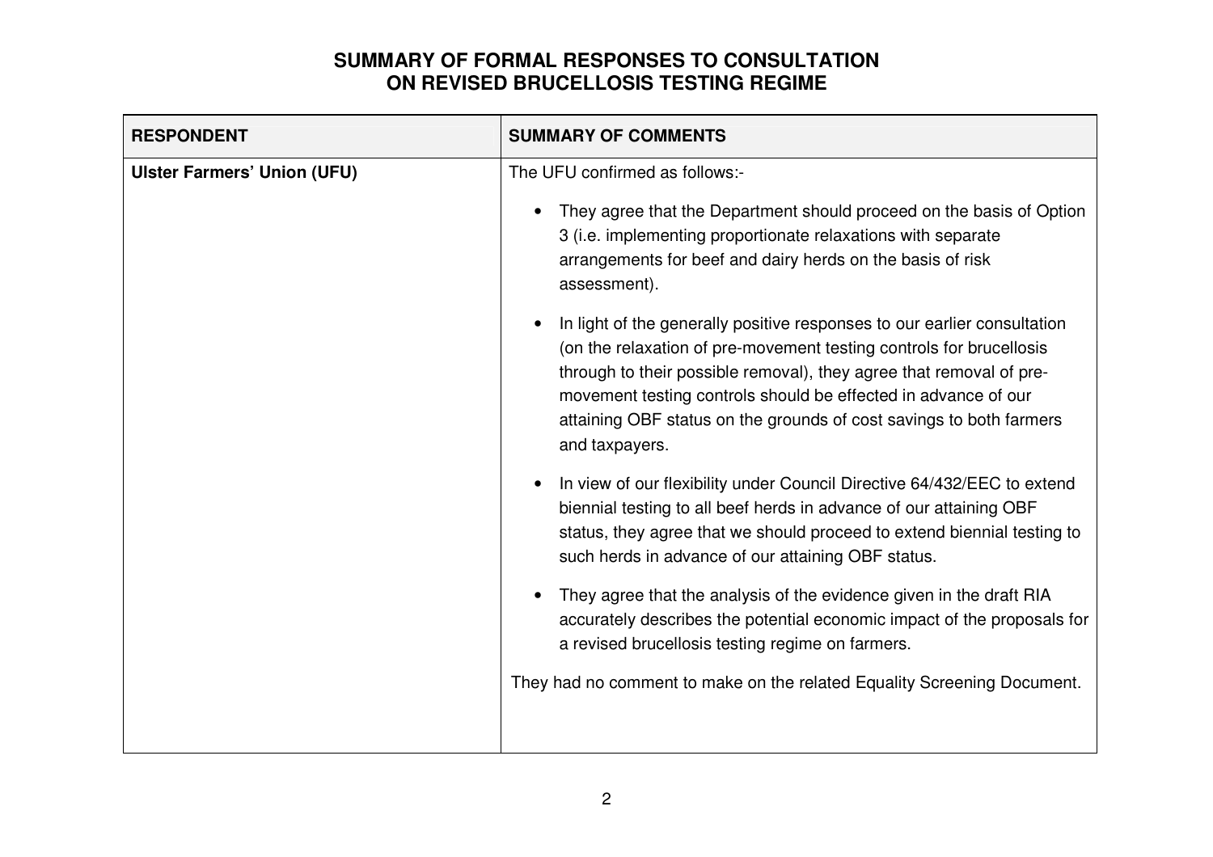# SUMMARY OF FORMAL RESPONSES TO CONSULTATION ON REVISED BRUCELLOSIS TESTING REGIME

| RESPONDENT | SUMMARY OF COMMENTS |
| --- | --- |
| **Ulster Farmers' Union (UFU)** | The UFU confirmed as follows:-<br><br>• They agree that the Department should proceed on the basis of Option 3 (i.e. implementing proportionate relaxations with separate arrangements for beef and dairy herds on the basis of risk assessment).<br><br>• In light of the generally positive responses to our earlier consultation (on the relaxation of pre-movement testing controls for brucellosis through to their possible removal), they agree that removal of pre-movement testing controls should be effected in advance of our attaining OBF status on the grounds of cost savings to both farmers and taxpayers.<br><br>• In view of our flexibility under Council Directive 64/432/EEC to extend biennial testing to all beef herds in advance of our attaining OBF status, they agree that we should proceed to extend biennial testing to such herds in advance of our attaining OBF status.<br><br>• They agree that the analysis of the evidence given in the draft RIA accurately describes the potential economic impact of the proposals for a revised brucellosis testing regime on farmers.<br><br>They had no comment to make on the related Equality Screening Document. |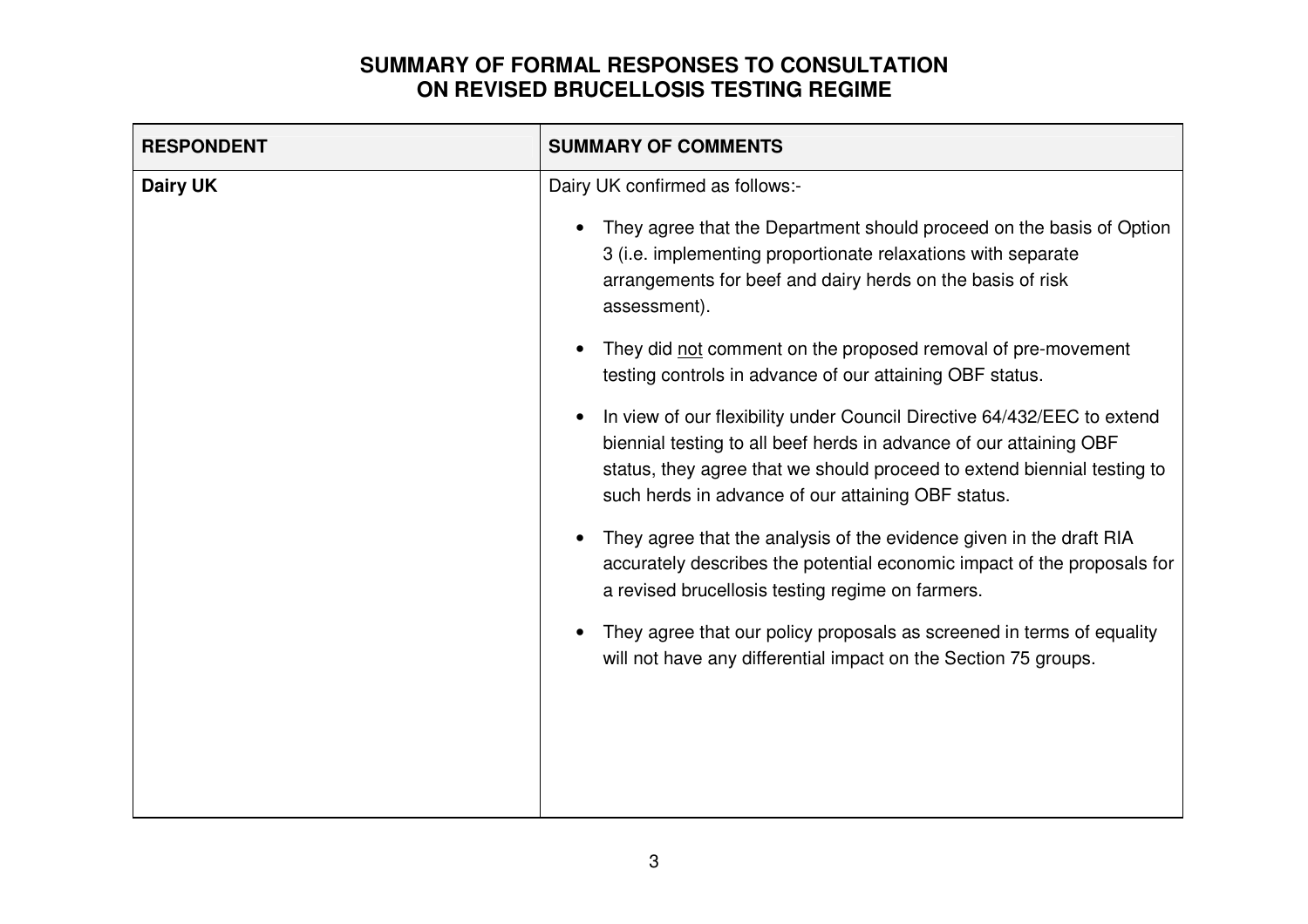# SUMMARY OF FORMAL RESPONSES TO CONSULTATION ON REVISED BRUCELLOSIS TESTING REGIME

| RESPONDENT | SUMMARY OF COMMENTS |
|---|---|
| **Dairy UK** | Dairy UK confirmed as follows:-<br><br>• They agree that the Department should proceed on the basis of Option 3 (i.e. implementing proportionate relaxations with separate arrangements for beef and dairy herds on the basis of risk assessment).<br><br>• They did <u>not</u> comment on the proposed removal of pre-movement testing controls in advance of our attaining OBF status.<br><br>• In view of our flexibility under Council Directive 64/432/EEC to extend biennial testing to all beef herds in advance of our attaining OBF status, they agree that we should proceed to extend biennial testing to such herds in advance of our attaining OBF status.<br><br>• They agree that the analysis of the evidence given in the draft RIA accurately describes the potential economic impact of the proposals for a revised brucellosis testing regime on farmers.<br><br>• They agree that our policy proposals as screened in terms of equality will not have any differential impact on the Section 75 groups. |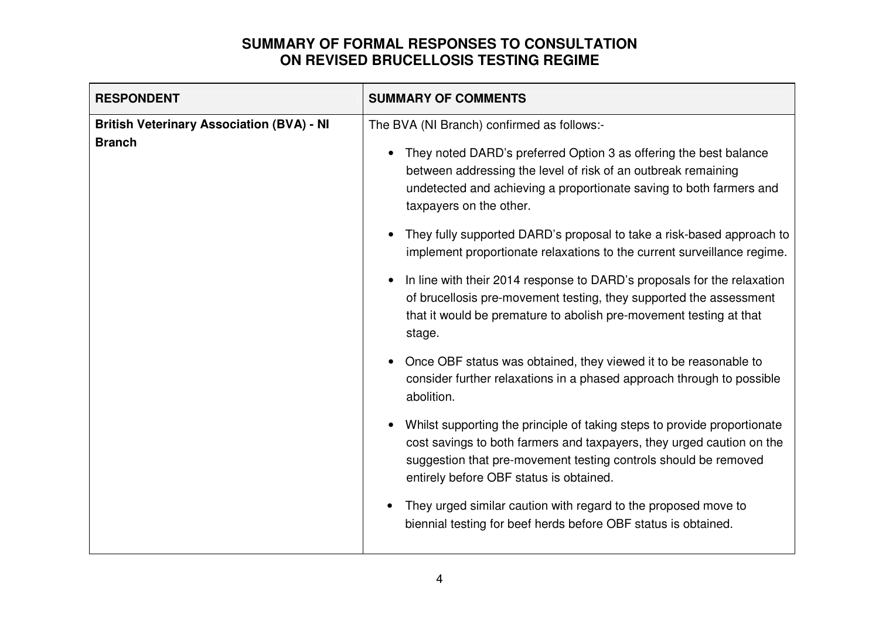## SUMMARY OF FORMAL RESPONSES TO CONSULTATION ON REVISED BRUCELLOSIS TESTING REGIME

| RESPONDENT | SUMMARY OF COMMENTS |
|---|---|
| **British Veterinary Association (BVA) - NI Branch** | The BVA (NI Branch) confirmed as follows:-<br><br>• They noted DARD's preferred Option 3 as offering the best balance between addressing the level of risk of an outbreak remaining undetected and achieving a proportionate saving to both farmers and taxpayers on the other.<br><br>• They fully supported DARD's proposal to take a risk-based approach to implement proportionate relaxations to the current surveillance regime.<br><br>• In line with their 2014 response to DARD's proposals for the relaxation of brucellosis pre-movement testing, they supported the assessment that it would be premature to abolish pre-movement testing at that stage.<br><br>• Once OBF status was obtained, they viewed it to be reasonable to consider further relaxations in a phased approach through to possible abolition.<br><br>• Whilst supporting the principle of taking steps to provide proportionate cost savings to both farmers and taxpayers, they urged caution on the suggestion that pre-movement testing controls should be removed entirely before OBF status is obtained.<br><br>• They urged similar caution with regard to the proposed move to biennial testing for beef herds before OBF status is obtained. |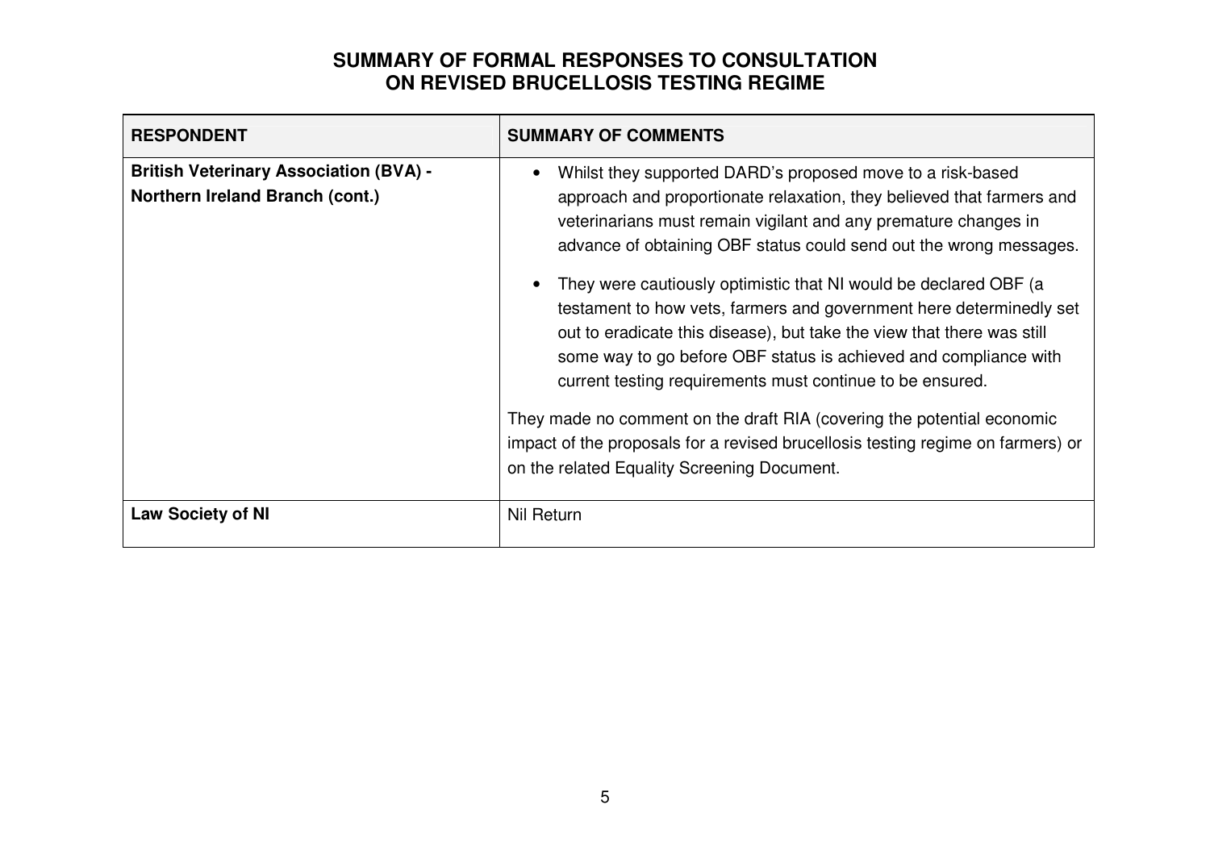## SUMMARY OF FORMAL RESPONSES TO CONSULTATION ON REVISED BRUCELLOSIS TESTING REGIME

| RESPONDENT | SUMMARY OF COMMENTS |
|---|---|
| **British Veterinary Association (BVA) - Northern Ireland Branch (cont.)** | • Whilst they supported DARD's proposed move to a risk-based approach and proportionate relaxation, they believed that farmers and veterinarians must remain vigilant and any premature changes in advance of obtaining OBF status could send out the wrong messages.<br><br>• They were cautiously optimistic that NI would be declared OBF (a testament to how vets, farmers and government here determinedly set out to eradicate this disease), but take the view that there was still some way to go before OBF status is achieved and compliance with current testing requirements must continue to be ensured.<br><br>They made no comment on the draft RIA (covering the potential economic impact of the proposals for a revised brucellosis testing regime on farmers) or on the related Equality Screening Document. |
| **Law Society of NI** | Nil Return |